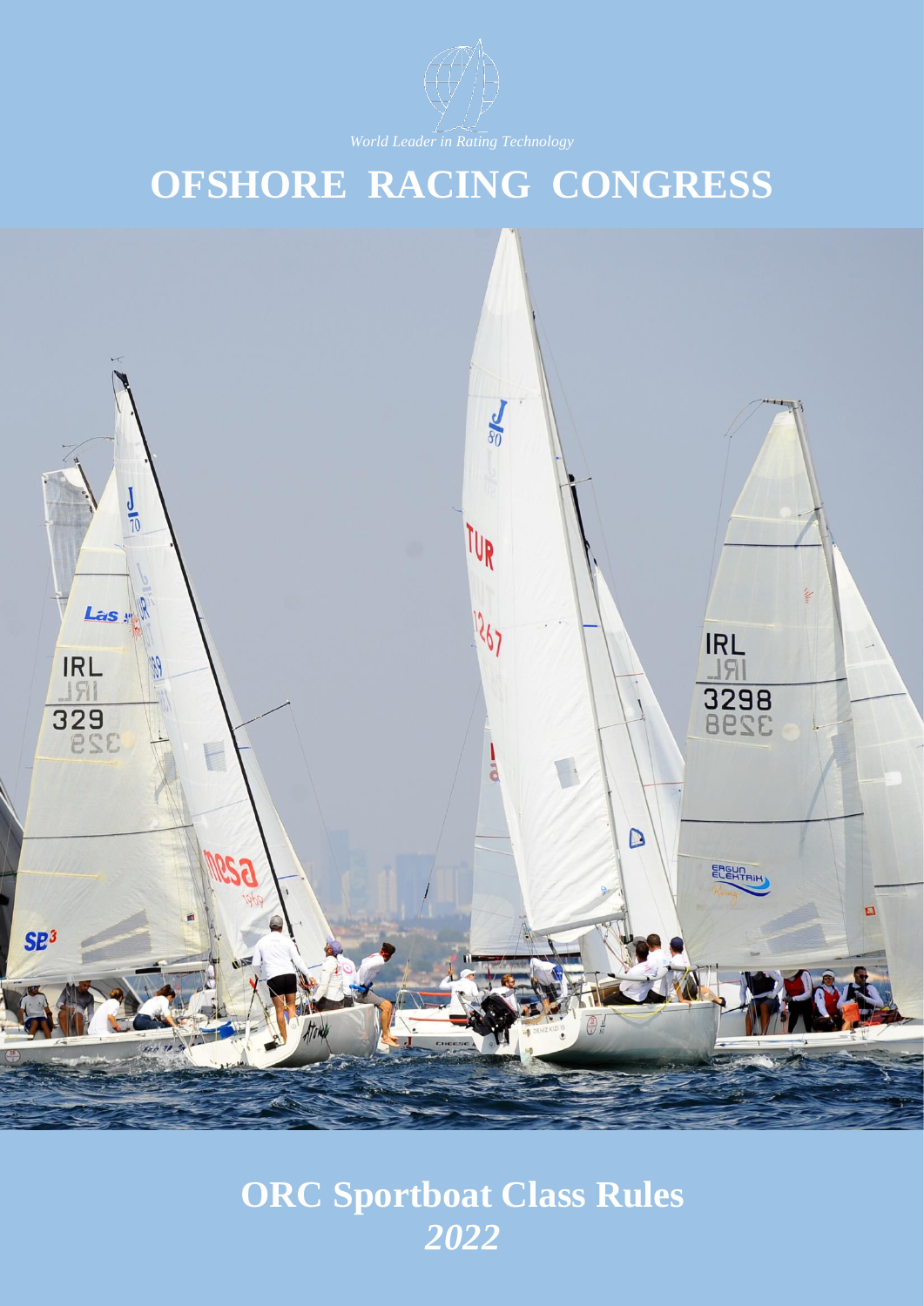*World Leader in Rating Technology*

# OFSHORE RACING CONGRESS

# ORC Sportboat Class Rules

## *2022*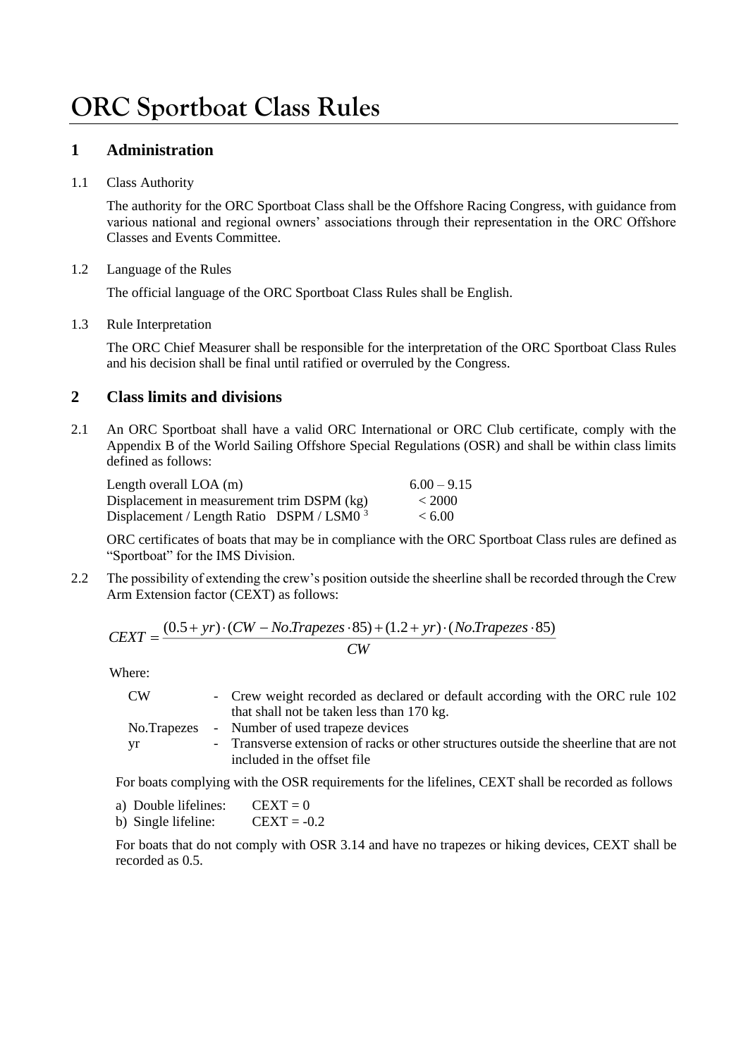# ORC Sportboat Class Rules

## 1 Administration

1.1 Class Authority

The authority for the ORC Sportboat Class shall be the Offshore Racing Congress, with guidance from various national and regional owners' associations through their representation in the ORC Offshore Classes and Events Committee.

1.2 Language of the Rules

The official language of the ORC Sportboat Class Rules shall be English.

1.3 Rule Interpretation

The ORC Chief Measurer shall be responsible for the interpretation of the ORC Sportboat Class Rules and his decision shall be final until ratified or overruled by the Congress.

## 2 Class limits and divisions

2.1 An ORC Sportboat shall have a valid ORC International or ORC Club certificate, comply with the Appendix B of the World Sailing Offshore Special Regulations (OSR) and shall be within class limits defined as follows:

| | |
|---|---|
| Length overall LOA (m) | 6.00 – 9.15 |
| Displacement in measurement trim DSPM (kg) | < 2000 |
| Displacement / Length Ratio DSPM / $LSM0^3$ | < 6.00 |

ORC certificates of boats that may be in compliance with the ORC Sportboat Class rules are defined as "Sportboat" for the IMS Division.

2.2 The possibility of extending the crew's position outside the sheerline shall be recorded through the Crew Arm Extension factor (CEXT) as follows:

$$CEXT = \frac{(0.5 + yr) \cdot (CW - No.Trapezes \cdot 85) + (1.2 + yr) \cdot (No.Trapezes \cdot 85)}{CW}$$

Where:

| | |
|---|---|
| CW | - Crew weight recorded as declared or default according with the ORC rule 102 that shall not be taken less than 170 kg. |
| No.Trapezes | - Number of used trapeze devices |
| yr | - Transverse extension of racks or other structures outside the sheerline that are not included in the offset file |

For boats complying with the OSR requirements for the lifelines, CEXT shall be recorded as follows

a) Double lifelines: CEXT = 0
b) Single lifeline: CEXT = -0.2

For boats that do not comply with OSR 3.14 and have no trapezes or hiking devices, CEXT shall be recorded as 0.5.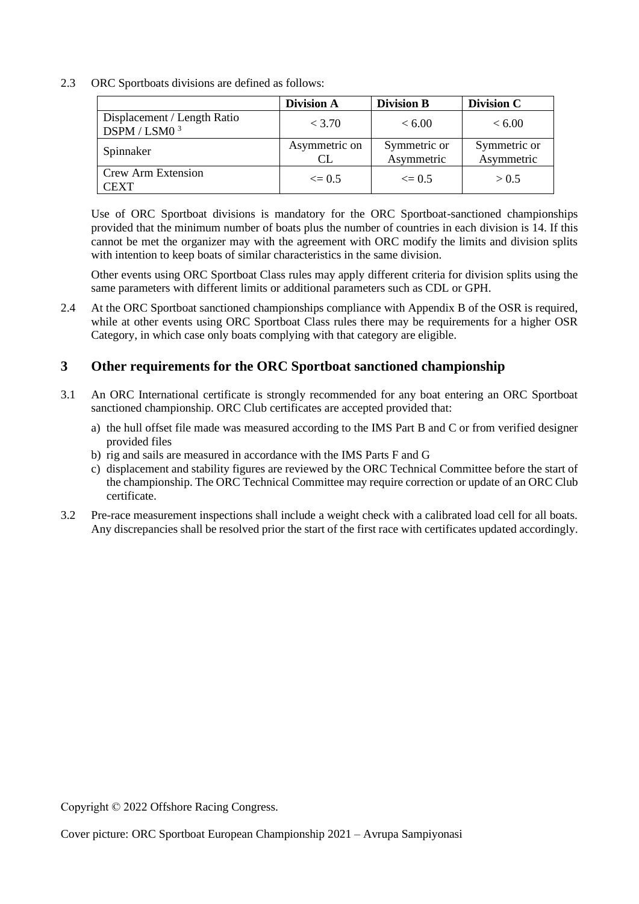2.3 ORC Sportboats divisions are defined as follows:

| | Division A | Division B | Division C |
|---|---|---|---|
| Displacement / Length Ratio DSPM / LSM0 [3] | < 3.70 | < 6.00 | < 6.00 |
| Spinnaker | Asymmetric on CL | Symmetric or Asymmetric | Symmetric or Asymmetric |
| Crew Arm Extension CEXT | <= 0.5 | <= 0.5 | > 0.5 |

Use of ORC Sportboat divisions is mandatory for the ORC Sportboat-sanctioned championships provided that the minimum number of boats plus the number of countries in each division is 14. If this cannot be met the organizer may with the agreement with ORC modify the limits and division splits with intention to keep boats of similar characteristics in the same division.

Other events using ORC Sportboat Class rules may apply different criteria for division splits using the same parameters with different limits or additional parameters such as CDL or GPH.

2.4 At the ORC Sportboat sanctioned championships compliance with Appendix B of the OSR is required, while at other events using ORC Sportboat Class rules there may be requirements for a higher OSR Category, in which case only boats complying with that category are eligible.

## 3 Other requirements for the ORC Sportboat sanctioned championship

3.1 An ORC International certificate is strongly recommended for any boat entering an ORC Sportboat sanctioned championship. ORC Club certificates are accepted provided that:

a) the hull offset file made was measured according to the IMS Part B and C or from verified designer provided files
b) rig and sails are measured in accordance with the IMS Parts F and G
c) displacement and stability figures are reviewed by the ORC Technical Committee before the start of the championship. The ORC Technical Committee may require correction or update of an ORC Club certificate.

3.2 Pre-race measurement inspections shall include a weight check with a calibrated load cell for all boats. Any discrepancies shall be resolved prior the start of the first race with certificates updated accordingly.

Copyright © 2022 Offshore Racing Congress.

Cover picture: ORC Sportboat European Championship 2021 – Avrupa Sampiyonasi